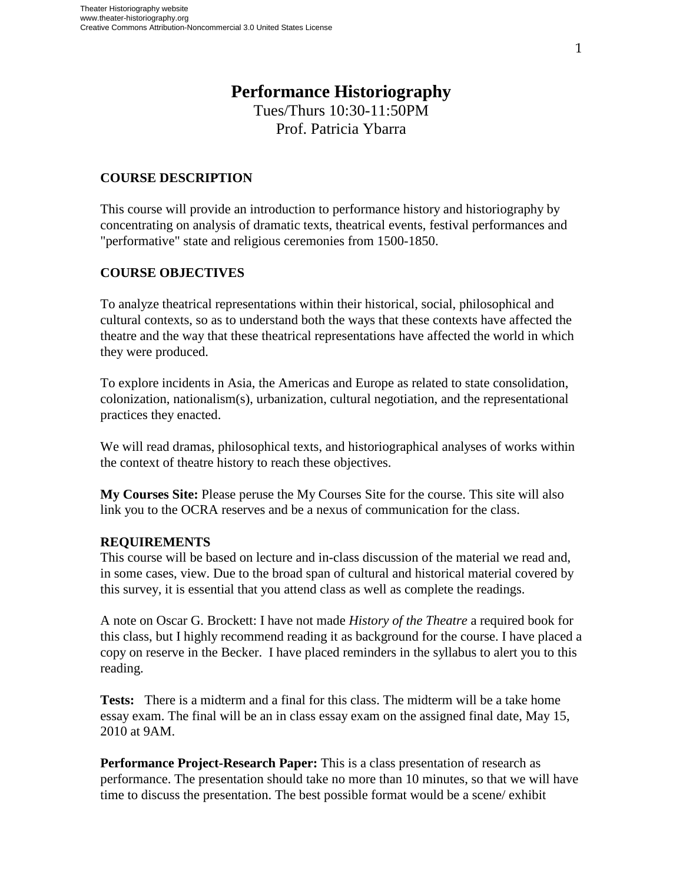# Performance Historiography

Tues/Thurs 10:30-11:50PM
Prof. Patricia Ybarra

## COURSE DESCRIPTION

This course will provide an introduction to performance history and historiography by concentrating on analysis of dramatic texts, theatrical events, festival performances and "performative" state and religious ceremonies from 1500-1850.

## COURSE OBJECTIVES

To analyze theatrical representations within their historical, social, philosophical and cultural contexts, so as to understand both the ways that these contexts have affected the theatre and the way that these theatrical representations have affected the world in which they were produced.

To explore incidents in Asia, the Americas and Europe as related to state consolidation, colonization, nationalism(s), urbanization, cultural negotiation, and the representational practices they enacted.

We will read dramas, philosophical texts, and historiographical analyses of works within the context of theatre history to reach these objectives.

**My Courses Site:** Please peruse the My Courses Site for the course. This site will also link you to the OCRA reserves and be a nexus of communication for the class.

## REQUIREMENTS

This course will be based on lecture and in-class discussion of the material we read and, in some cases, view. Due to the broad span of cultural and historical material covered by this survey, it is essential that you attend class as well as complete the readings.

A note on Oscar G. Brockett: I have not made *History of the Theatre* a required book for this class, but I highly recommend reading it as background for the course. I have placed a copy on reserve in the Becker. I have placed reminders in the syllabus to alert you to this reading.

**Tests:** There is a midterm and a final for this class. The midterm will be a take home essay exam. The final will be an in class essay exam on the assigned final date, May 15, 2010 at 9AM.

**Performance Project-Research Paper:** This is a class presentation of research as performance. The presentation should take no more than 10 minutes, so that we will have time to discuss the presentation. The best possible format would be a scene/ exhibit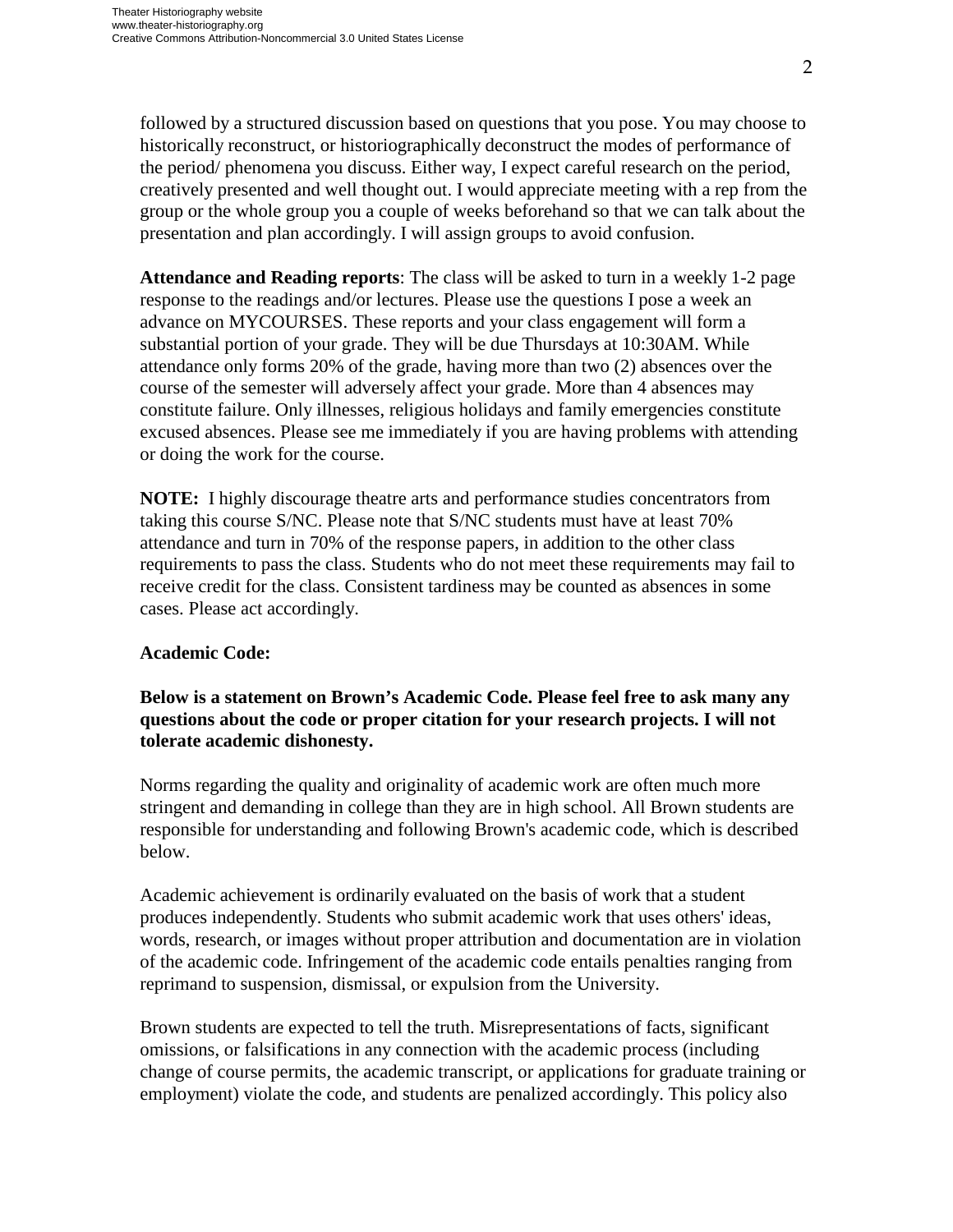followed by a structured discussion based on questions that you pose. You may choose to historically reconstruct, or historiographically deconstruct the modes of performance of the period/ phenomena you discuss. Either way, I expect careful research on the period, creatively presented and well thought out. I would appreciate meeting with a rep from the group or the whole group you a couple of weeks beforehand so that we can talk about the presentation and plan accordingly. I will assign groups to avoid confusion.

**Attendance and Reading reports**: The class will be asked to turn in a weekly 1-2 page response to the readings and/or lectures. Please use the questions I pose a week an advance on MYCOURSES. These reports and your class engagement will form a substantial portion of your grade. They will be due Thursdays at 10:30AM. While attendance only forms 20% of the grade, having more than two (2) absences over the course of the semester will adversely affect your grade. More than 4 absences may constitute failure. Only illnesses, religious holidays and family emergencies constitute excused absences. Please see me immediately if you are having problems with attending or doing the work for the course.

**NOTE:** I highly discourage theatre arts and performance studies concentrators from taking this course S/NC. Please note that S/NC students must have at least 70% attendance and turn in 70% of the response papers, in addition to the other class requirements to pass the class. Students who do not meet these requirements may fail to receive credit for the class. Consistent tardiness may be counted as absences in some cases. Please act accordingly.

**Academic Code:**

**Below is a statement on Brown's Academic Code. Please feel free to ask many any questions about the code or proper citation for your research projects. I will not tolerate academic dishonesty.**

Norms regarding the quality and originality of academic work are often much more stringent and demanding in college than they are in high school. All Brown students are responsible for understanding and following Brown's academic code, which is described below.

Academic achievement is ordinarily evaluated on the basis of work that a student produces independently. Students who submit academic work that uses others' ideas, words, research, or images without proper attribution and documentation are in violation of the academic code. Infringement of the academic code entails penalties ranging from reprimand to suspension, dismissal, or expulsion from the University.

Brown students are expected to tell the truth. Misrepresentations of facts, significant omissions, or falsifications in any connection with the academic process (including change of course permits, the academic transcript, or applications for graduate training or employment) violate the code, and students are penalized accordingly. This policy also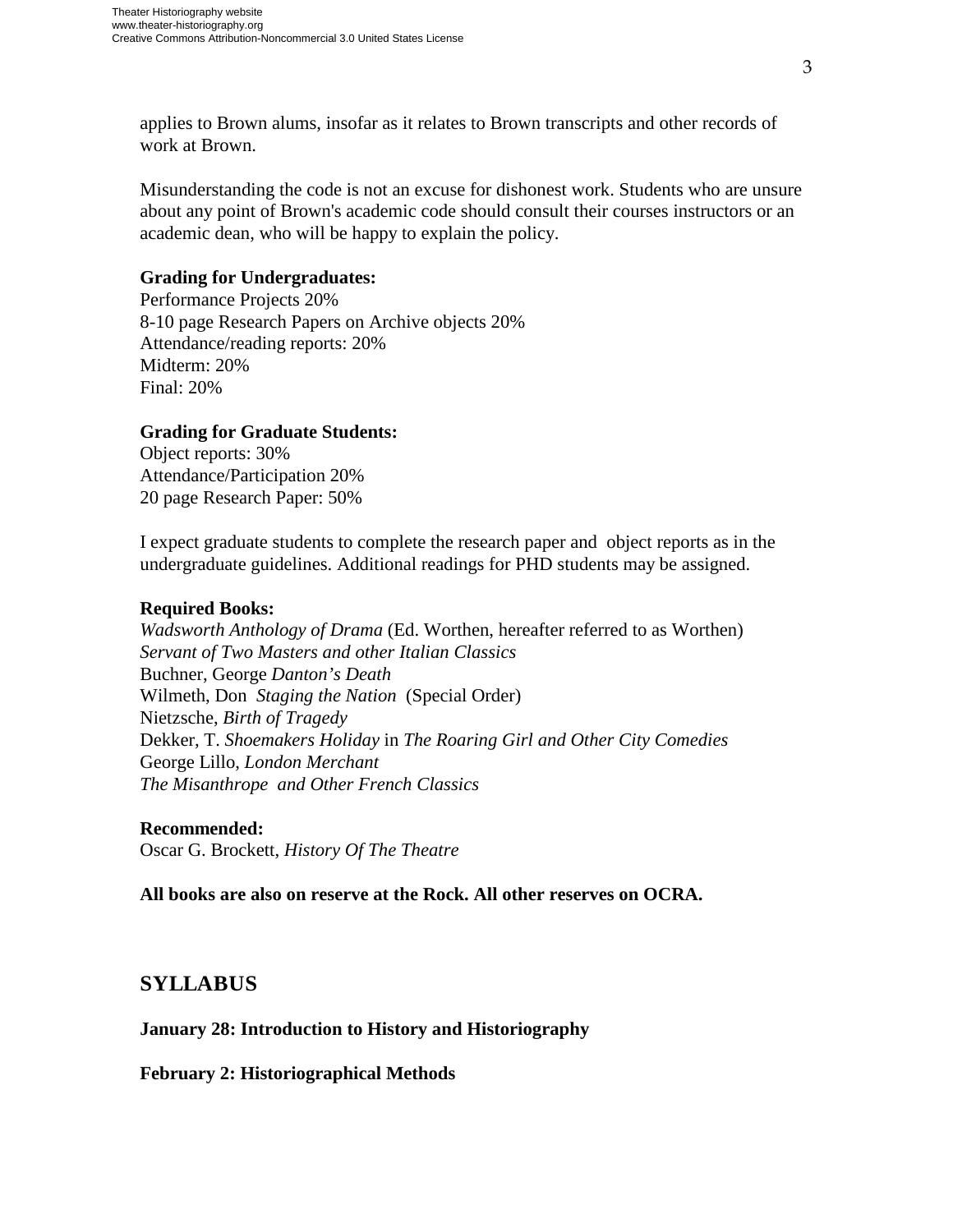applies to Brown alums, insofar as it relates to Brown transcripts and other records of work at Brown.

Misunderstanding the code is not an excuse for dishonest work. Students who are unsure about any point of Brown's academic code should consult their courses instructors or an academic dean, who will be happy to explain the policy.

**Grading for Undergraduates:**
Performance Projects 20%
8-10 page Research Papers on Archive objects 20%
Attendance/reading reports: 20%
Midterm: 20%
Final: 20%

**Grading for Graduate Students:**
Object reports: 30%
Attendance/Participation 20%
20 page Research Paper: 50%

I expect graduate students to complete the research paper and object reports as in the undergraduate guidelines. Additional readings for PHD students may be assigned.

**Required Books:**
*Wadsworth Anthology of Drama* (Ed. Worthen, hereafter referred to as Worthen)
*Servant of Two Masters and other Italian Classics*
Buchner, George *Danton's Death*
Wilmeth, Don *Staging the Nation* (Special Order)
Nietzsche, *Birth of Tragedy*
Dekker, T. *Shoemakers Holiday* in *The Roaring Girl and Other City Comedies*
George Lillo, *London Merchant*
*The Misanthrope and Other French Classics*

**Recommended:**
Oscar G. Brockett, *History Of The Theatre*

**All books are also on reserve at the Rock. All other reserves on OCRA.**

## SYLLABUS

**January 28: Introduction to History and Historiography**

**February 2: Historiographical Methods**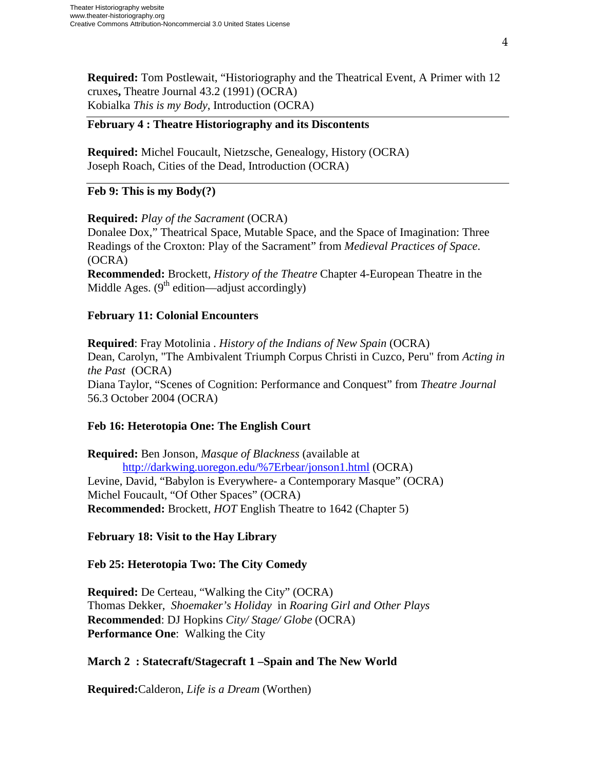**Required:** Tom Postlewait, "Historiography and the Theatrical Event, A Primer with 12 cruxes**,** Theatre Journal 43.2 (1991) (OCRA)
Kobialka *This is my Body*, Introduction (OCRA)

**February 4 : Theatre Historiography and its Discontents**

**Required:** Michel Foucault, Nietzsche, Genealogy, History (OCRA)
Joseph Roach, Cities of the Dead, Introduction (OCRA)

**Feb 9: This is my Body(?)**

**Required:** *Play of the Sacrament* (OCRA)
Donalee Dox," Theatrical Space, Mutable Space, and the Space of Imagination: Three Readings of the Croxton: Play of the Sacrament" from *Medieval Practices of Space*. (OCRA)
**Recommended:** Brockett, *History of the Theatre* Chapter 4-European Theatre in the Middle Ages. (9th edition—adjust accordingly)

**February 11: Colonial Encounters**

**Required**: Fray Motolinia . *History of the Indians of New Spain* (OCRA)
Dean, Carolyn, "The Ambivalent Triumph Corpus Christi in Cuzco, Peru" from *Acting in the Past* (OCRA)
Diana Taylor, "Scenes of Cognition: Performance and Conquest" from *Theatre Journal* 56.3 October 2004 (OCRA)

**Feb 16: Heterotopia One: The English Court**

**Required:** Ben Jonson, *Masque of Blackness* (available at
http://darkwing.uoregon.edu/%7Erbear/jonson1.html (OCRA)
Levine, David, "Babylon is Everywhere- a Contemporary Masque" (OCRA)
Michel Foucault, "Of Other Spaces" (OCRA)
**Recommended:** Brockett, *HOT* English Theatre to 1642 (Chapter 5)

**February 18: Visit to the Hay Library**

**Feb 25: Heterotopia Two: The City Comedy**

**Required:** De Certeau, "Walking the City" (OCRA)
Thomas Dekker, *Shoemaker's Holiday* in *Roaring Girl and Other Plays*
**Recommended**: DJ Hopkins *City/ Stage/ Globe* (OCRA)
**Performance One**: Walking the City

**March 2 : Statecraft/Stagecraft 1 –Spain and The New World**

**Required:**Calderon, *Life is a Dream* (Worthen)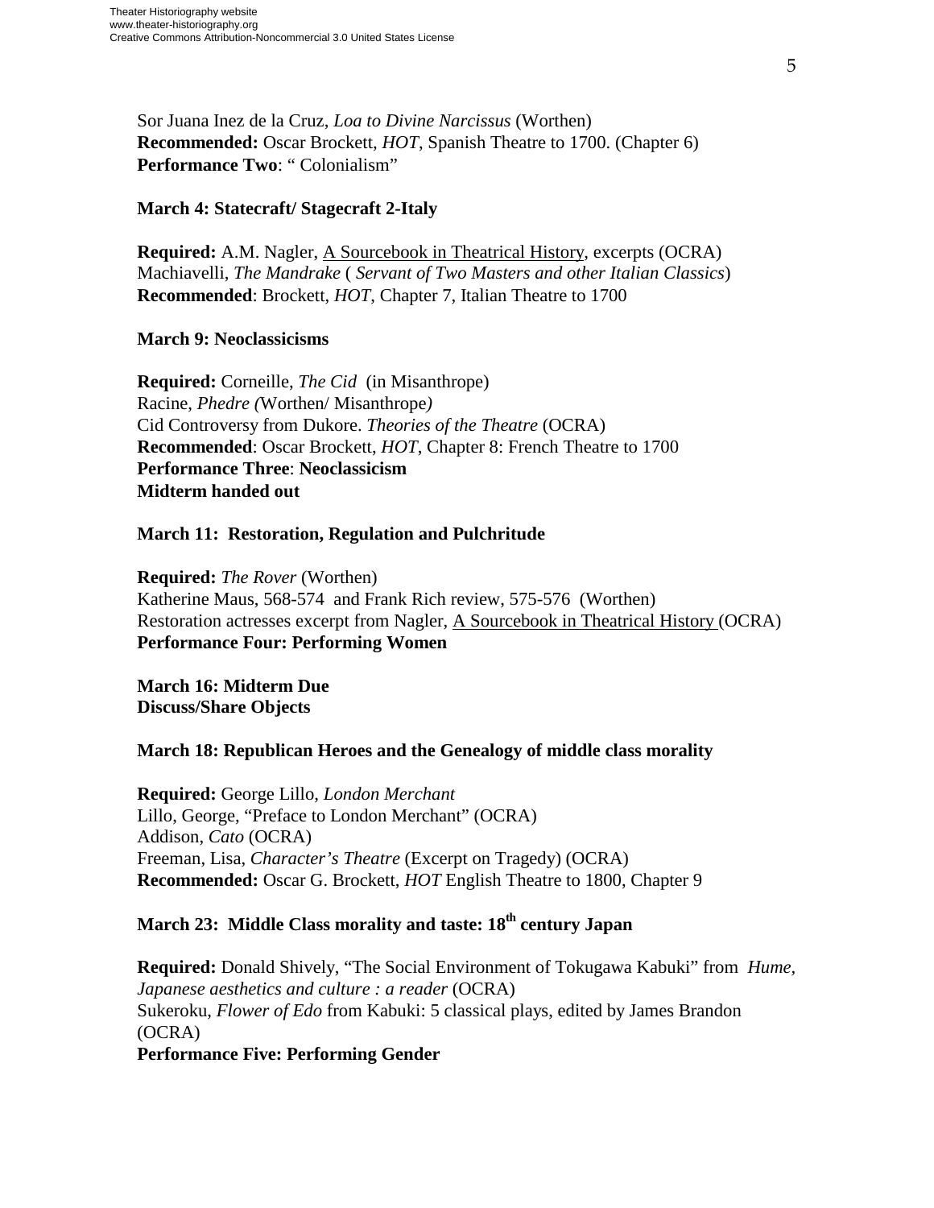Sor Juana Inez de la Cruz, *Loa to Divine Narcissus* (Worthen)
**Recommended:** Oscar Brockett, *HOT*, Spanish Theatre to 1700. (Chapter 6)
**Performance Two**: " Colonialism"

**March 4: Statecraft/ Stagecraft 2-Italy**

**Required:** A.M. Nagler, A Sourcebook in Theatrical History, excerpts (OCRA)
Machiavelli, *The Mandrake* ( *Servant of Two Masters and other Italian Classics*)
**Recommended**: Brockett, *HOT*, Chapter 7, Italian Theatre to 1700

**March 9: Neoclassicisms**

**Required:** Corneille, *The Cid* (in Misanthrope)
Racine, *Phedre (*Worthen/ Misanthrope*)*
Cid Controversy from Dukore. *Theories of the Theatre* (OCRA)
**Recommended**: Oscar Brockett, *HOT*, Chapter 8: French Theatre to 1700
**Performance Three**: **Neoclassicism**
**Midterm handed out**

**March 11: Restoration, Regulation and Pulchritude**

**Required:** *The Rover* (Worthen)
Katherine Maus, 568-574 and Frank Rich review, 575-576 (Worthen)
Restoration actresses excerpt from Nagler, A Sourcebook in Theatrical History (OCRA)
**Performance Four: Performing Women**

**March 16: Midterm Due**
**Discuss/Share Objects**

**March 18: Republican Heroes and the Genealogy of middle class morality**

**Required:** George Lillo, *London Merchant*
Lillo, George, "Preface to London Merchant" (OCRA)
Addison, *Cato* (OCRA)
Freeman, Lisa, *Character's Theatre* (Excerpt on Tragedy) (OCRA)
**Recommended:** Oscar G. Brockett, *HOT* English Theatre to 1800, Chapter 9

**March 23: Middle Class morality and taste: 18th century Japan**

**Required:** Donald Shively, "The Social Environment of Tokugawa Kabuki" from *Hume, Japanese aesthetics and culture : a reader* (OCRA)
Sukeroku, *Flower of Edo* from Kabuki: 5 classical plays, edited by James Brandon (OCRA)
**Performance Five: Performing Gender**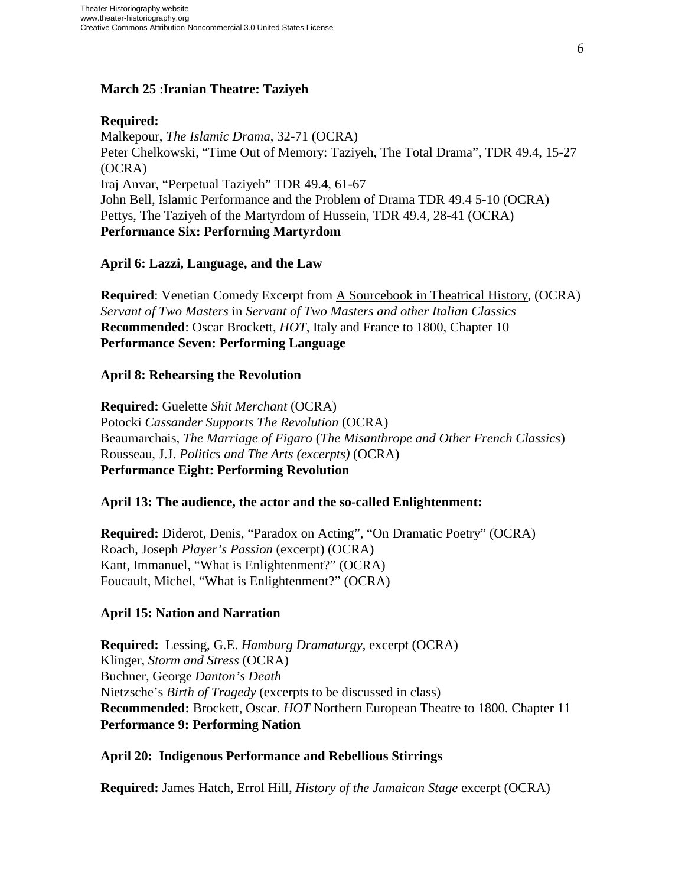**March 25** :**Iranian Theatre: Taziyeh**

**Required:**
Malkepour, *The Islamic Drama*, 32-71 (OCRA)
Peter Chelkowski, "Time Out of Memory: Taziyeh, The Total Drama", TDR 49.4, 15-27 (OCRA)
Iraj Anvar, "Perpetual Taziyeh" TDR 49.4, 61-67
John Bell, Islamic Performance and the Problem of Drama TDR 49.4 5-10 (OCRA)
Pettys, The Taziyeh of the Martyrdom of Hussein, TDR 49.4, 28-41 (OCRA)
**Performance Six: Performing Martyrdom**

**April 6: Lazzi, Language, and the Law**

**Required**: Venetian Comedy Excerpt from A Sourcebook in Theatrical History, (OCRA)
*Servant of Two Masters* in *Servant of Two Masters and other Italian Classics*
**Recommended**: Oscar Brockett, *HOT*, Italy and France to 1800, Chapter 10
**Performance Seven: Performing Language**

**April 8: Rehearsing the Revolution**

**Required:** Guelette *Shit Merchant* (OCRA)
Potocki *Cassander Supports The Revolution* (OCRA)
Beaumarchais, *The Marriage of Figaro* (*The Misanthrope and Other French Classics*)
Rousseau, J.J. *Politics and The Arts (excerpts)* (OCRA)
**Performance Eight: Performing Revolution**

**April 13: The audience, the actor and the so-called Enlightenment:**

**Required:** Diderot, Denis, "Paradox on Acting", "On Dramatic Poetry" (OCRA)
Roach, Joseph *Player's Passion* (excerpt) (OCRA)
Kant, Immanuel, "What is Enlightenment?" (OCRA)
Foucault, Michel, "What is Enlightenment?" (OCRA)

**April 15: Nation and Narration**

**Required:** Lessing, G.E. *Hamburg Dramaturgy*, excerpt (OCRA)
Klinger, *Storm and Stress* (OCRA)
Buchner, George *Danton's Death*
Nietzsche's *Birth of Tragedy* (excerpts to be discussed in class)
**Recommended:** Brockett, Oscar. *HOT* Northern European Theatre to 1800. Chapter 11
**Performance 9: Performing Nation**

**April 20: Indigenous Performance and Rebellious Stirrings**

**Required:** James Hatch, Errol Hill, *History of the Jamaican Stage* excerpt (OCRA)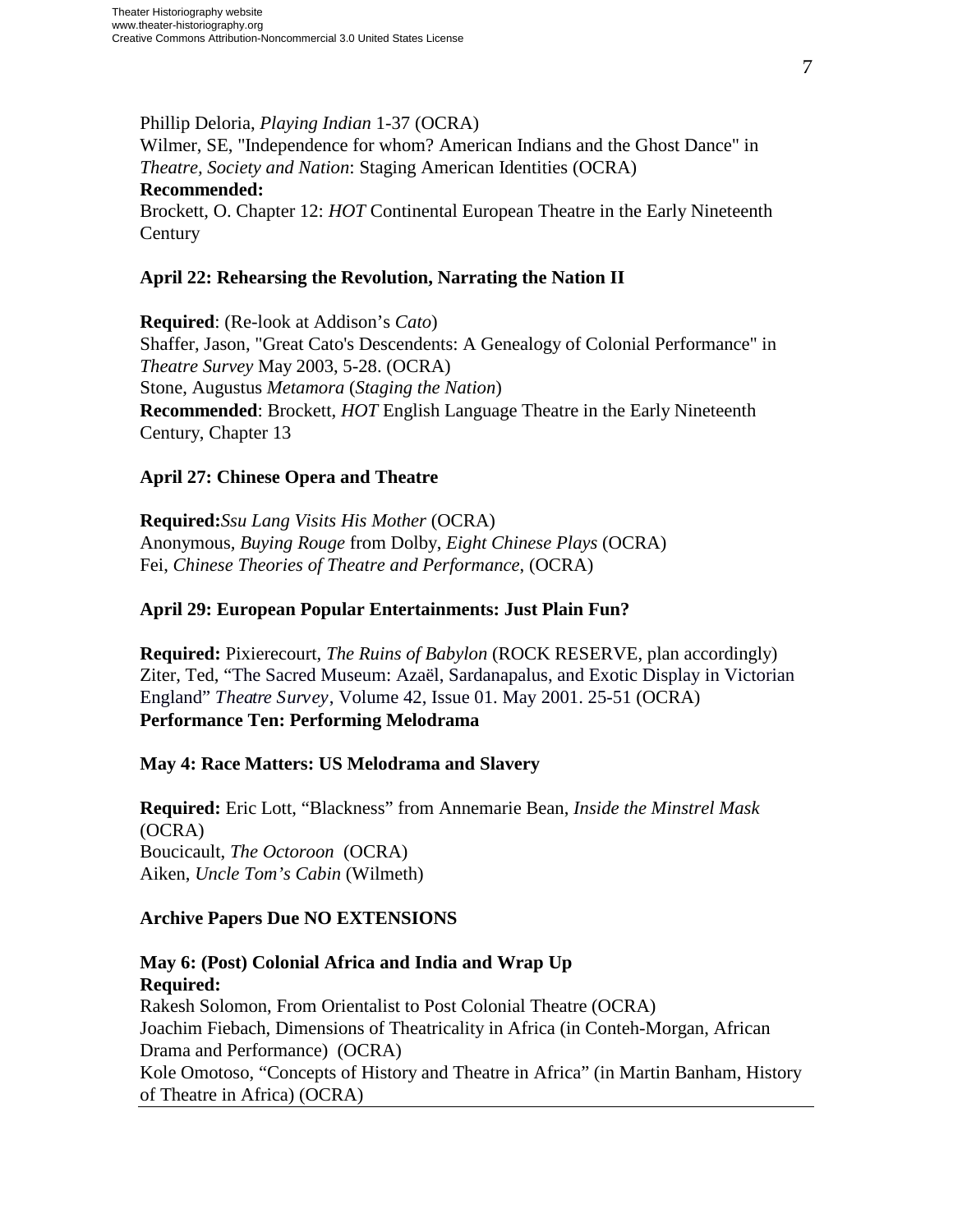Phillip Deloria, *Playing Indian* 1-37 (OCRA)
Wilmer, SE, "Independence for whom? American Indians and the Ghost Dance" in *Theatre, Society and Nation*: Staging American Identities (OCRA)
**Recommended:**
Brockett, O. Chapter 12: *HOT* Continental European Theatre in the Early Nineteenth Century

### April 22: Rehearsing the Revolution, Narrating the Nation II

**Required**: (Re-look at Addison's *Cato*)
Shaffer, Jason, "Great Cato's Descendents: A Genealogy of Colonial Performance" in *Theatre Survey* May 2003, 5-28. (OCRA)
Stone, Augustus *Metamora* (*Staging the Nation*)
**Recommended**: Brockett, *HOT* English Language Theatre in the Early Nineteenth Century, Chapter 13

### April 27: Chinese Opera and Theatre

**Required:***Ssu Lang Visits His Mother* (OCRA)
Anonymous, *Buying Rouge* from Dolby, *Eight Chinese Plays* (OCRA)
Fei, *Chinese Theories of Theatre and Performance*, (OCRA)

### April 29: European Popular Entertainments: Just Plain Fun?

**Required:** Pixierecourt, *The Ruins of Babylon* (ROCK RESERVE, plan accordingly)
Ziter, Ted, "The Sacred Museum: Azaël, Sardanapalus, and Exotic Display in Victorian England" *Theatre Survey*, Volume 42, Issue 01. May 2001. 25-51 (OCRA)
**Performance Ten: Performing Melodrama**

### May 4: Race Matters: US Melodrama and Slavery

**Required:** Eric Lott, "Blackness" from Annemarie Bean, *Inside the Minstrel Mask* (OCRA)
Boucicault, *The Octoroon* (OCRA)
Aiken, *Uncle Tom's Cabin* (Wilmeth)

**Archive Papers Due NO EXTENSIONS**

### May 6: (Post) Colonial Africa and India and Wrap Up

**Required:**
Rakesh Solomon, From Orientalist to Post Colonial Theatre (OCRA)
Joachim Fiebach, Dimensions of Theatricality in Africa (in Conteh-Morgan, African Drama and Performance) (OCRA)
Kole Omotoso, "Concepts of History and Theatre in Africa" (in Martin Banham, History of Theatre in Africa) (OCRA)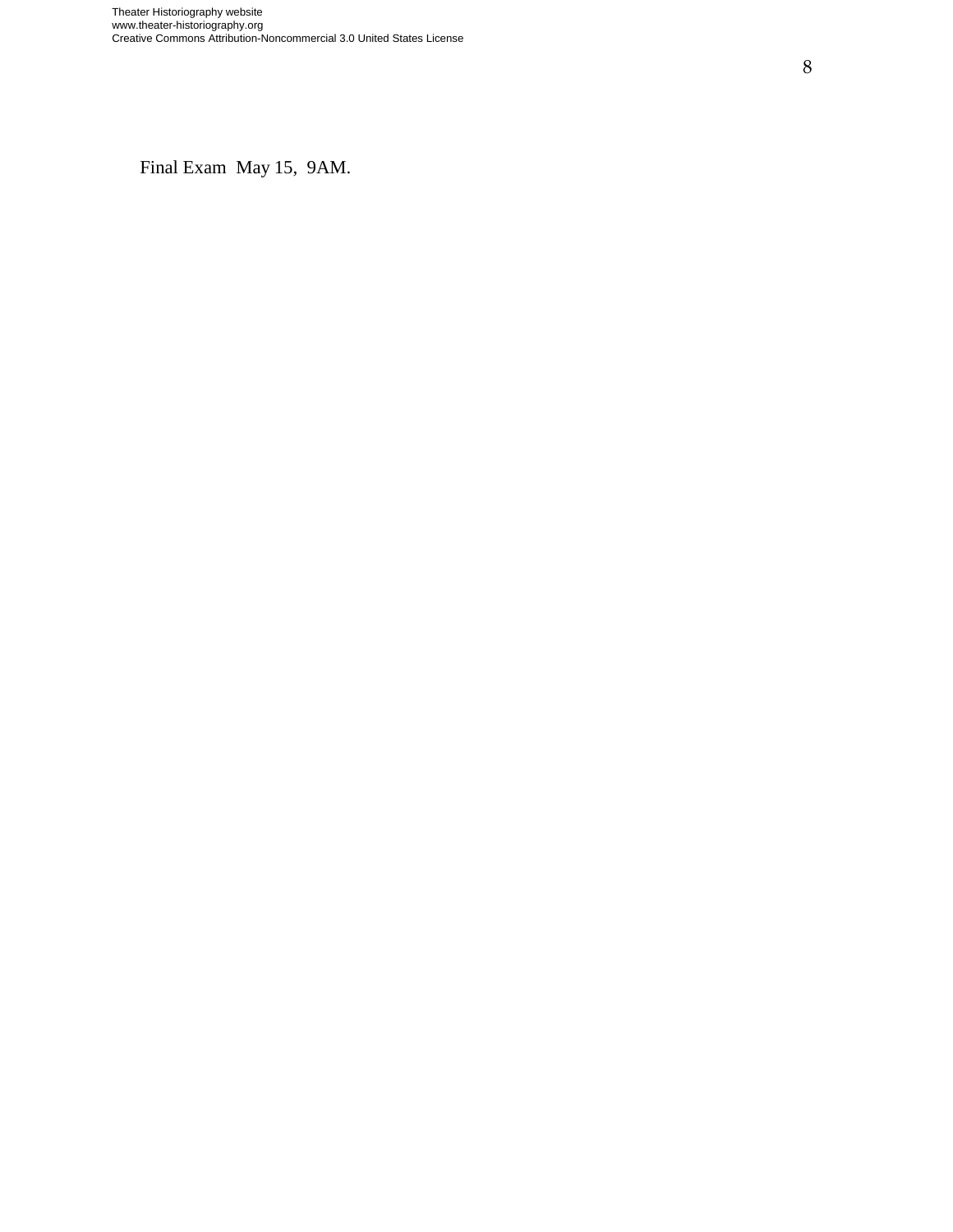Final Exam  May 15,  9AM.